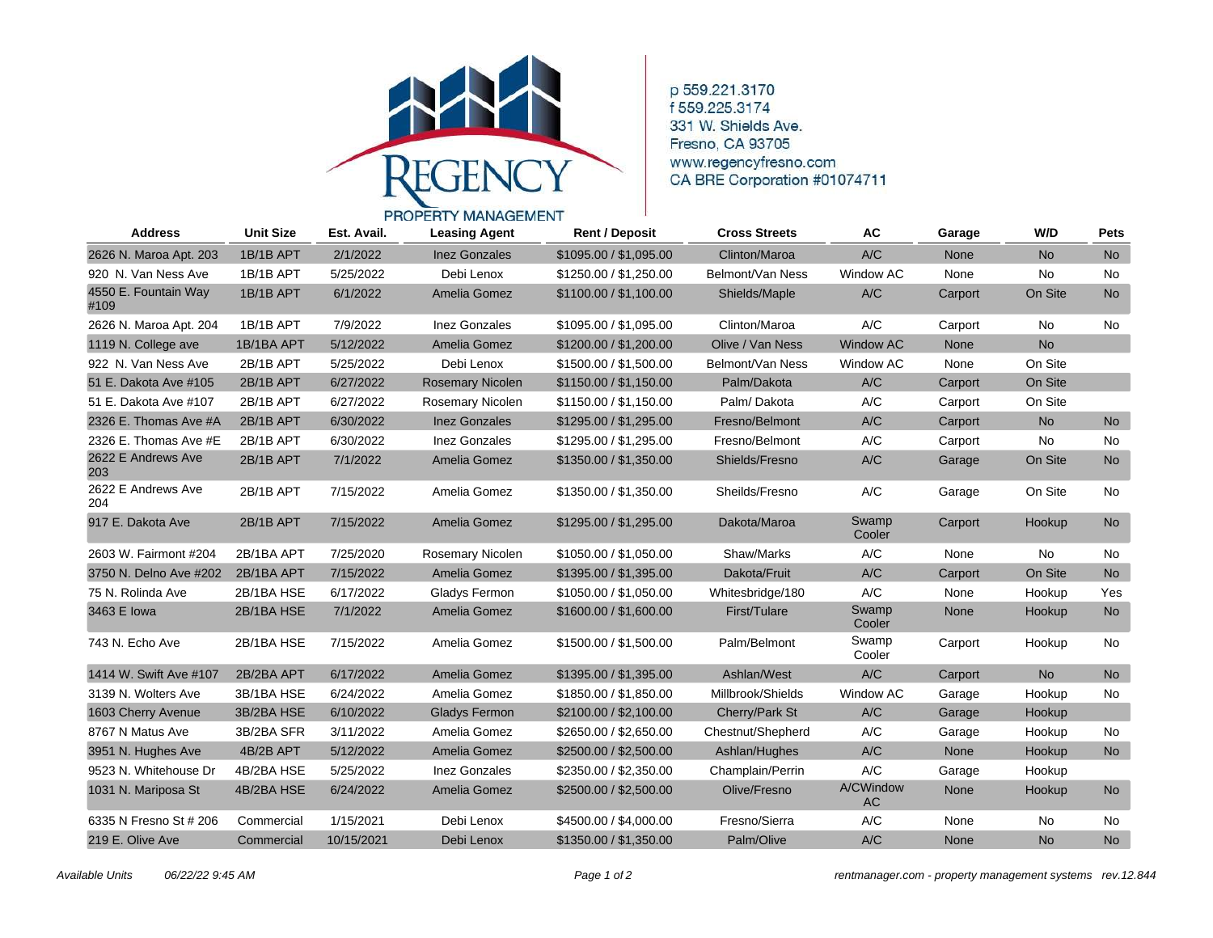# REGENCY PROPERTY MANAGEMENT

p 559.221.3170
f 559.225.3174
331 W. Shields Ave.
Fresno, CA 93705
www.regencyfresno.com
CA BRE Corporation #01074711

| Address | Unit Size | Est. Avail. | Leasing Agent | Rent / Deposit | Cross Streets | AC | Garage | W/D | Pets |
|---|---|---|---|---|---|---|---|---|---|
| 2626 N. Maroa Apt. 203 | 1B/1B APT | 2/1/2022 | Inez Gonzales | $1095.00 / $1,095.00 | Clinton/Maroa | A/C | None | No | No |
| 920 N. Van Ness Ave | 1B/1B APT | 5/25/2022 | Debi Lenox | $1250.00 / $1,250.00 | Belmont/Van Ness | Window AC | None | No | No |
| 4550 E. Fountain Way #109 | 1B/1B APT | 6/1/2022 | Amelia Gomez | $1100.00 / $1,100.00 | Shields/Maple | A/C | Carport | On Site | No |
| 2626 N. Maroa Apt. 204 | 1B/1B APT | 7/9/2022 | Inez Gonzales | $1095.00 / $1,095.00 | Clinton/Maroa | A/C | Carport | No | No |
| 1119 N. College ave | 1B/1BA APT | 5/12/2022 | Amelia Gomez | $1200.00 / $1,200.00 | Olive / Van Ness | Window AC | None | No | |
| 922 N. Van Ness Ave | 2B/1B APT | 5/25/2022 | Debi Lenox | $1500.00 / $1,500.00 | Belmont/Van Ness | Window AC | None | On Site | |
| 51 E. Dakota Ave #105 | 2B/1B APT | 6/27/2022 | Rosemary Nicolen | $1150.00 / $1,150.00 | Palm/Dakota | A/C | Carport | On Site | |
| 51 E. Dakota Ave #107 | 2B/1B APT | 6/27/2022 | Rosemary Nicolen | $1150.00 / $1,150.00 | Palm/ Dakota | A/C | Carport | On Site | |
| 2326 E. Thomas Ave #A | 2B/1B APT | 6/30/2022 | Inez Gonzales | $1295.00 / $1,295.00 | Fresno/Belmont | A/C | Carport | No | No |
| 2326 E. Thomas Ave #E | 2B/1B APT | 6/30/2022 | Inez Gonzales | $1295.00 / $1,295.00 | Fresno/Belmont | A/C | Carport | No | No |
| 2622 E Andrews Ave 203 | 2B/1B APT | 7/1/2022 | Amelia Gomez | $1350.00 / $1,350.00 | Shields/Fresno | A/C | Garage | On Site | No |
| 2622 E Andrews Ave 204 | 2B/1B APT | 7/15/2022 | Amelia Gomez | $1350.00 / $1,350.00 | Sheilds/Fresno | A/C | Garage | On Site | No |
| 917 E. Dakota Ave | 2B/1B APT | 7/15/2022 | Amelia Gomez | $1295.00 / $1,295.00 | Dakota/Maroa | Swamp Cooler | Carport | Hookup | No |
| 2603 W. Fairmont #204 | 2B/1BA APT | 7/25/2020 | Rosemary Nicolen | $1050.00 / $1,050.00 | Shaw/Marks | A/C | None | No | No |
| 3750 N. Delno Ave #202 | 2B/1BA APT | 7/15/2022 | Amelia Gomez | $1395.00 / $1,395.00 | Dakota/Fruit | A/C | Carport | On Site | No |
| 75 N. Rolinda Ave | 2B/1BA HSE | 6/17/2022 | Gladys Fermon | $1050.00 / $1,050.00 | Whitesbridge/180 | A/C | None | Hookup | Yes |
| 3463 E Iowa | 2B/1BA HSE | 7/1/2022 | Amelia Gomez | $1600.00 / $1,600.00 | First/Tulare | Swamp Cooler | None | Hookup | No |
| 743 N. Echo Ave | 2B/1BA HSE | 7/15/2022 | Amelia Gomez | $1500.00 / $1,500.00 | Palm/Belmont | Swamp Cooler | Carport | Hookup | No |
| 1414 W. Swift Ave #107 | 2B/2BA APT | 6/17/2022 | Amelia Gomez | $1395.00 / $1,395.00 | Ashlan/West | A/C | Carport | No | No |
| 3139 N. Wolters Ave | 3B/1BA HSE | 6/24/2022 | Amelia Gomez | $1850.00 / $1,850.00 | Millbrook/Shields | Window AC | Garage | Hookup | No |
| 1603 Cherry Avenue | 3B/2BA HSE | 6/10/2022 | Gladys Fermon | $2100.00 / $2,100.00 | Cherry/Park St | A/C | Garage | Hookup | |
| 8767 N Matus Ave | 3B/2BA SFR | 3/11/2022 | Amelia Gomez | $2650.00 / $2,650.00 | Chestnut/Shepherd | A/C | Garage | Hookup | No |
| 3951 N. Hughes Ave | 4B/2B APT | 5/12/2022 | Amelia Gomez | $2500.00 / $2,500.00 | Ashlan/Hughes | A/C | None | Hookup | No |
| 9523 N. Whitehouse Dr | 4B/2BA HSE | 5/25/2022 | Inez Gonzales | $2350.00 / $2,350.00 | Champlain/Perrin | A/C | Garage | Hookup | |
| 1031 N. Mariposa St | 4B/2BA HSE | 6/24/2022 | Amelia Gomez | $2500.00 / $2,500.00 | Olive/Fresno | A/CWindow AC | None | Hookup | No |
| 6335 N Fresno St # 206 | Commercial | 1/15/2021 | Debi Lenox | $4500.00 / $4,000.00 | Fresno/Sierra | A/C | None | No | No |
| 219 E. Olive Ave | Commercial | 10/15/2021 | Debi Lenox | $1350.00 / $1,350.00 | Palm/Olive | A/C | None | No | No |

*Available Units 06/22/22 9:45 AM*

*rentmanager.com - property management systems rev.12.844*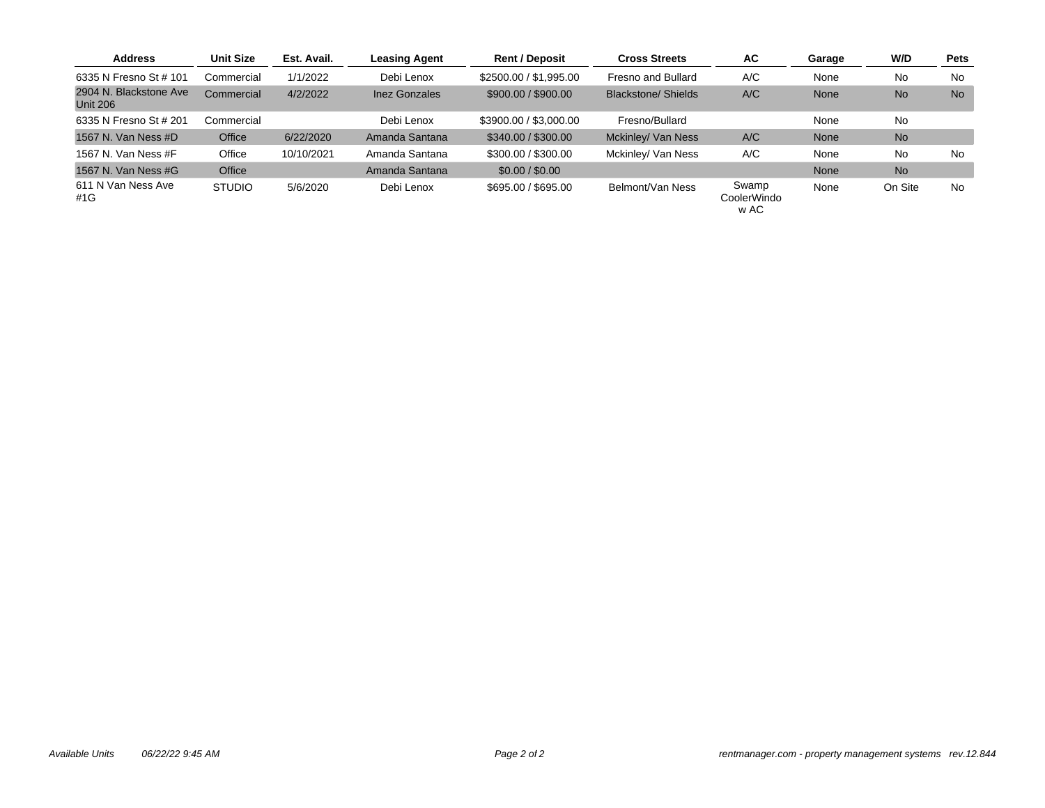| Address | Unit Size | Est. Avail. | Leasing Agent | Rent / Deposit | Cross Streets | AC | Garage | W/D | Pets |
|---|---|---|---|---|---|---|---|---|---|
| 6335 N Fresno St # 101 | Commercial | 1/1/2022 | Debi Lenox | $2500.00 / $1,995.00 | Fresno and Bullard | A/C | None | No | No |
| 2904 N. Blackstone Ave Unit 206 | Commercial | 4/2/2022 | Inez Gonzales | $900.00 / $900.00 | Blackstone/ Shields | A/C | None | No | No |
| 6335 N Fresno St # 201 | Commercial | | Debi Lenox | $3900.00 / $3,000.00 | Fresno/Bullard | | None | No | |
| 1567 N. Van Ness #D | Office | 6/22/2020 | Amanda Santana | $340.00 / $300.00 | Mckinley/ Van Ness | A/C | None | No | |
| 1567 N. Van Ness #F | Office | 10/10/2021 | Amanda Santana | $300.00 / $300.00 | Mckinley/ Van Ness | A/C | None | No | No |
| 1567 N. Van Ness #G | Office | | Amanda Santana | $0.00 / $0.00 | | | None | No | |
| 611 N Van Ness Ave #1G | STUDIO | 5/6/2020 | Debi Lenox | $695.00 / $695.00 | Belmont/Van Ness | Swamp CoolerWindow AC | None | On Site | No |

*Available Units* *06/22/22 9:45 AM*

*rentmanager.com - property management systems rev.12.844*